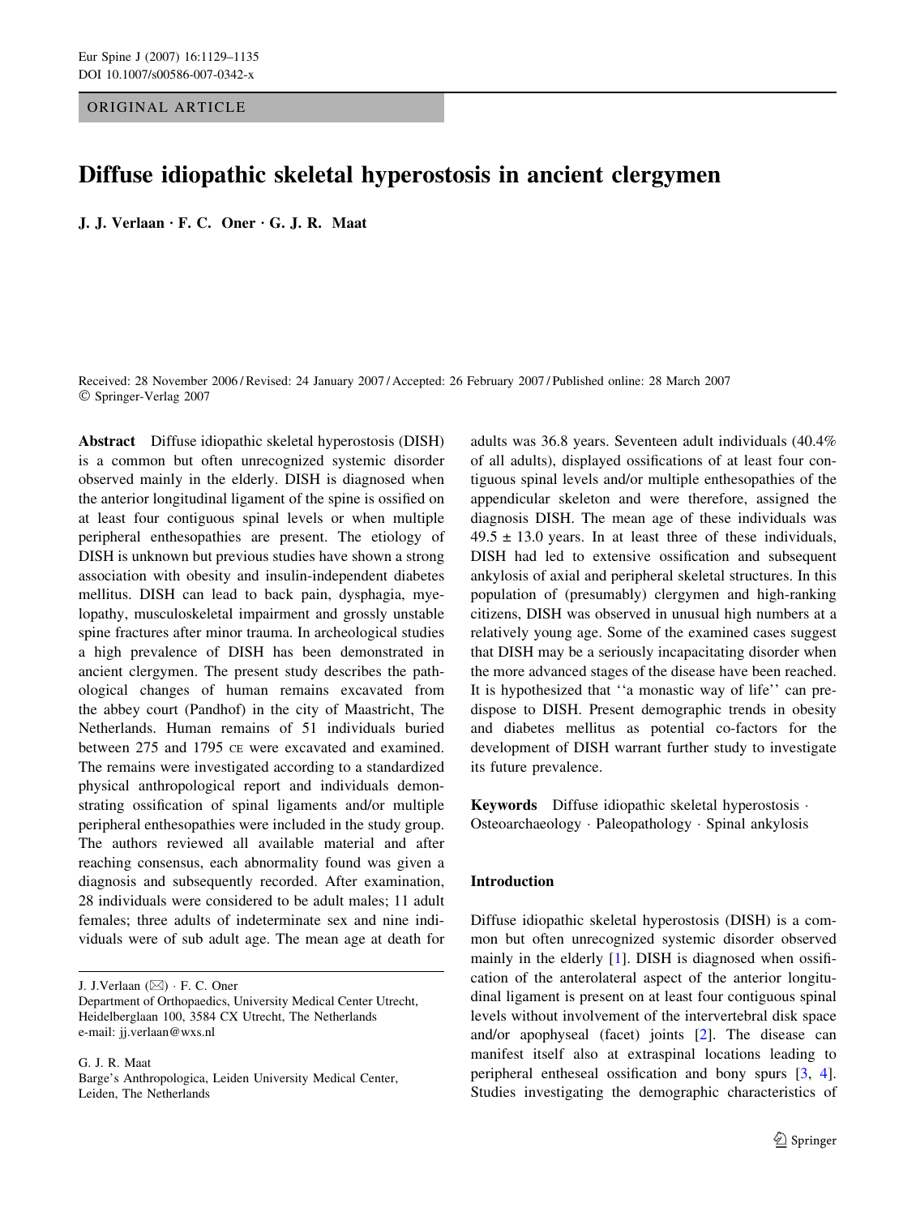ORIGINAL ARTICLE

# Diffuse idiopathic skeletal hyperostosis in ancient clergymen

**J. J. Verlaan · F. C. Oner · G. J. R. Maat**

Received: 28 November 2006 / Revised: 24 January 2007 / Accepted: 26 February 2007 / Published online: 28 March 2007
© Springer-Verlag 2007

**Abstract** Diffuse idiopathic skeletal hyperostosis (DISH) is a common but often unrecognized systemic disorder observed mainly in the elderly. DISH is diagnosed when the anterior longitudinal ligament of the spine is ossified on at least four contiguous spinal levels or when multiple peripheral enthesopathies are present. The etiology of DISH is unknown but previous studies have shown a strong association with obesity and insulin-independent diabetes mellitus. DISH can lead to back pain, dysphagia, myelopathy, musculoskeletal impairment and grossly unstable spine fractures after minor trauma. In archeological studies a high prevalence of DISH has been demonstrated in ancient clergymen. The present study describes the pathological changes of human remains excavated from the abbey court (Pandhof) in the city of Maastricht, The Netherlands. Human remains of 51 individuals buried between 275 and 1795 CE were excavated and examined. The remains were investigated according to a standardized physical anthropological report and individuals demonstrating ossification of spinal ligaments and/or multiple peripheral enthesopathies were included in the study group. The authors reviewed all available material and after reaching consensus, each abnormality found was given a diagnosis and subsequently recorded. After examination, 28 individuals were considered to be adult males; 11 adult females; three adults of indeterminate sex and nine individuals were of sub adult age. The mean age at death for adults was 36.8 years. Seventeen adult individuals (40.4% of all adults), displayed ossifications of at least four contiguous spinal levels and/or multiple enthesopathies of the appendicular skeleton and were therefore, assigned the diagnosis DISH. The mean age of these individuals was 49.5 ± 13.0 years. In at least three of these individuals, DISH had led to extensive ossification and subsequent ankylosis of axial and peripheral skeletal structures. In this population of (presumably) clergymen and high-ranking citizens, DISH was observed in unusual high numbers at a relatively young age. Some of the examined cases suggest that DISH may be a seriously incapacitating disorder when the more advanced stages of the disease have been reached. It is hypothesized that ''a monastic way of life'' can predispose to DISH. Present demographic trends in obesity and diabetes mellitus as potential co-factors for the development of DISH warrant further study to investigate its future prevalence.

**Keywords** Diffuse idiopathic skeletal hyperostosis · Osteoarchaeology · Paleopathology · Spinal ankylosis

J. J.Verlaan (✉) · F. C. Oner
Department of Orthopaedics, University Medical Center Utrecht, Heidelberglaan 100, 3584 CX Utrecht, The Netherlands
e-mail: jj.verlaan@wxs.nl

G. J. R. Maat
Barge's Anthropologica, Leiden University Medical Center, Leiden, The Netherlands

## Introduction

Diffuse idiopathic skeletal hyperostosis (DISH) is a common but often unrecognized systemic disorder observed mainly in the elderly [1]. DISH is diagnosed when ossification of the anterolateral aspect of the anterior longitudinal ligament is present on at least four contiguous spinal levels without involvement of the intervertebral disk space and/or apophyseal (facet) joints [2]. The disease can manifest itself also at extraspinal locations leading to peripheral entheseal ossification and bony spurs [3, 4]. Studies investigating the demographic characteristics of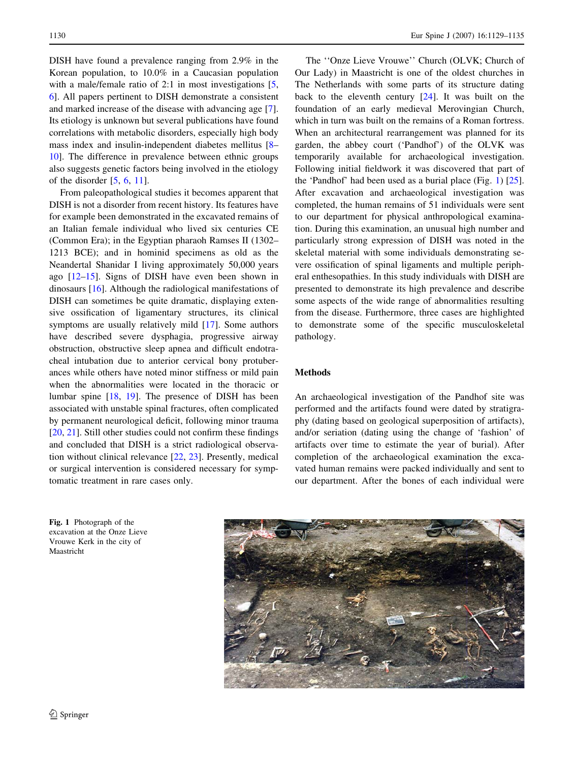DISH have found a prevalence ranging from 2.9% in the Korean population, to 10.0% in a Caucasian population with a male/female ratio of 2:1 in most investigations [5, 6]. All papers pertinent to DISH demonstrate a consistent and marked increase of the disease with advancing age [7]. Its etiology is unknown but several publications have found correlations with metabolic disorders, especially high body mass index and insulin-independent diabetes mellitus [8–10]. The difference in prevalence between ethnic groups also suggests genetic factors being involved in the etiology of the disorder [5, 6, 11].

From paleopathological studies it becomes apparent that DISH is not a disorder from recent history. Its features have for example been demonstrated in the excavated remains of an Italian female individual who lived six centuries CE (Common Era); in the Egyptian pharaoh Ramses II (1302–1213 BCE); and in hominid specimens as old as the Neandertal Shanidar I living approximately 50,000 years ago [12–15]. Signs of DISH have even been shown in dinosaurs [16]. Although the radiological manifestations of DISH can sometimes be quite dramatic, displaying extensive ossification of ligamentary structures, its clinical symptoms are usually relatively mild [17]. Some authors have described severe dysphagia, progressive airway obstruction, obstructive sleep apnea and difficult endotracheal intubation due to anterior cervical bony protuberances while others have noted minor stiffness or mild pain when the abnormalities were located in the thoracic or lumbar spine [18, 19]. The presence of DISH has been associated with unstable spinal fractures, often complicated by permanent neurological deficit, following minor trauma [20, 21]. Still other studies could not confirm these findings and concluded that DISH is a strict radiological observation without clinical relevance [22, 23]. Presently, medical or surgical intervention is considered necessary for symptomatic treatment in rare cases only.

The ''Onze Lieve Vrouwe'' Church (OLVK; Church of Our Lady) in Maastricht is one of the oldest churches in The Netherlands with some parts of its structure dating back to the eleventh century [24]. It was built on the foundation of an early medieval Merovingian Church, which in turn was built on the remains of a Roman fortress. When an architectural rearrangement was planned for its garden, the abbey court ('Pandhof') of the OLVK was temporarily available for archaeological investigation. Following initial fieldwork it was discovered that part of the 'Pandhof' had been used as a burial place (Fig. 1) [25]. After excavation and archaeological investigation was completed, the human remains of 51 individuals were sent to our department for physical anthropological examination. During this examination, an unusual high number and particularly strong expression of DISH was noted in the skeletal material with some individuals demonstrating severe ossification of spinal ligaments and multiple peripheral enthesopathies. In this study individuals with DISH are presented to demonstrate its high prevalence and describe some aspects of the wide range of abnormalities resulting from the disease. Furthermore, three cases are highlighted to demonstrate some of the specific musculoskeletal pathology.

## Methods

An archaeological investigation of the Pandhof site was performed and the artifacts found were dated by stratigraphy (dating based on geological superposition of artifacts), and/or seriation (dating using the change of 'fashion' of artifacts over time to estimate the year of burial). After completion of the archaeological examination the excavated human remains were packed individually and sent to our department. After the bones of each individual were

**Fig. 1** Photograph of the excavation at the Onze Lieve Vrouwe Kerk in the city of Maastricht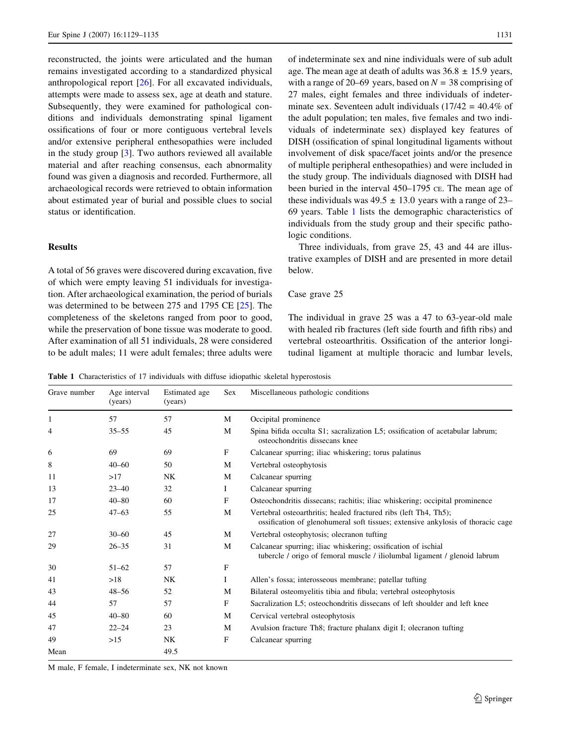reconstructed, the joints were articulated and the human remains investigated according to a standardized physical anthropological report [26]. For all excavated individuals, attempts were made to assess sex, age at death and stature. Subsequently, they were examined for pathological conditions and individuals demonstrating spinal ligament ossifications of four or more contiguous vertebral levels and/or extensive peripheral enthesopathies were included in the study group [3]. Two authors reviewed all available material and after reaching consensus, each abnormality found was given a diagnosis and recorded. Furthermore, all archaeological records were retrieved to obtain information about estimated year of burial and possible clues to social status or identification.

## Results

A total of 56 graves were discovered during excavation, five of which were empty leaving 51 individuals for investigation. After archaeological examination, the period of burials was determined to be between 275 and 1795 CE [25]. The completeness of the skeletons ranged from poor to good, while the preservation of bone tissue was moderate to good. After examination of all 51 individuals, 28 were considered to be adult males; 11 were adult females; three adults were of indeterminate sex and nine individuals were of sub adult age. The mean age at death of adults was $36.8 \pm 15.9$ years, with a range of 20–69 years, based on $N = 38$ comprising of 27 males, eight females and three individuals of indeterminate sex. Seventeen adult individuals ($17/42 = 40.4\%$ of the adult population; ten males, five females and two individuals of indeterminate sex) displayed key features of DISH (ossification of spinal longitudinal ligaments without involvement of disk space/facet joints and/or the presence of multiple peripheral enthesopathies) and were included in the study group. The individuals diagnosed with DISH had been buried in the interval 450–1795 CE. The mean age of these individuals was $49.5 \pm 13.0$ years with a range of 23–69 years. Table 1 lists the demographic characteristics of individuals from the study group and their specific pathologic conditions.

Three individuals, from grave 25, 43 and 44 are illustrative examples of DISH and are presented in more detail below.

### Case grave 25

The individual in grave 25 was a 47 to 63-year-old male with healed rib fractures (left side fourth and fifth ribs) and vertebral osteoarthritis. Ossification of the anterior longitudinal ligament at multiple thoracic and lumbar levels,

**Table 1** Characteristics of 17 individuals with diffuse idiopathic skeletal hyperostosis

| Grave number | Age interval (years) | Estimated age (years) | Sex | Miscellaneous pathologic conditions |
|---|---|---|---|---|
| 1 | 57 | 57 | M | Occipital prominence |
| 4 | 35–55 | 45 | M | Spina bifida occulta S1; sacralization L5; ossification of acetabular labrum; osteochondritis dissecans knee |
| 6 | 69 | 69 | F | Calcanear spurring; iliac whiskering; torus palatinus |
| 8 | 40–60 | 50 | M | Vertebral osteophytosis |
| 11 | >17 | NK | M | Calcanear spurring |
| 13 | 23–40 | 32 | I | Calcanear spurring |
| 17 | 40–80 | 60 | F | Osteochondritis dissecans; rachitis; iliac whiskering; occipital prominence |
| 25 | 47–63 | 55 | M | Vertebral osteoarthritis; healed fractured ribs (left Th4, Th5); ossification of glenohumeral soft tissues; extensive ankylosis of thoracic cage |
| 27 | 30–60 | 45 | M | Vertebral osteophytosis; olecranon tufting |
| 29 | 26–35 | 31 | M | Calcanear spurring; iliac whiskering; ossification of ischial tubercle / origo of femoral muscle / iliolumbal ligament / glenoid labrum |
| 30 | 51–62 | 57 | F | |
| 41 | >18 | NK | I | Allen's fossa; interosseous membrane; patellar tufting |
| 43 | 48–56 | 52 | M | Bilateral osteomyelitis tibia and fibula; vertebral osteophytosis |
| 44 | 57 | 57 | F | Sacralization L5; osteochondritis dissecans of left shoulder and left knee |
| 45 | 40–80 | 60 | M | Cervical vertebral osteophytosis |
| 47 | 22–24 | 23 | M | Avulsion fracture Th8; fracture phalanx digit I; olecranon tufting |
| 49 | >15 | NK | F | Calcanear spurring |
| Mean | | 49.5 | | |

M male, F female, I indeterminate sex, NK not known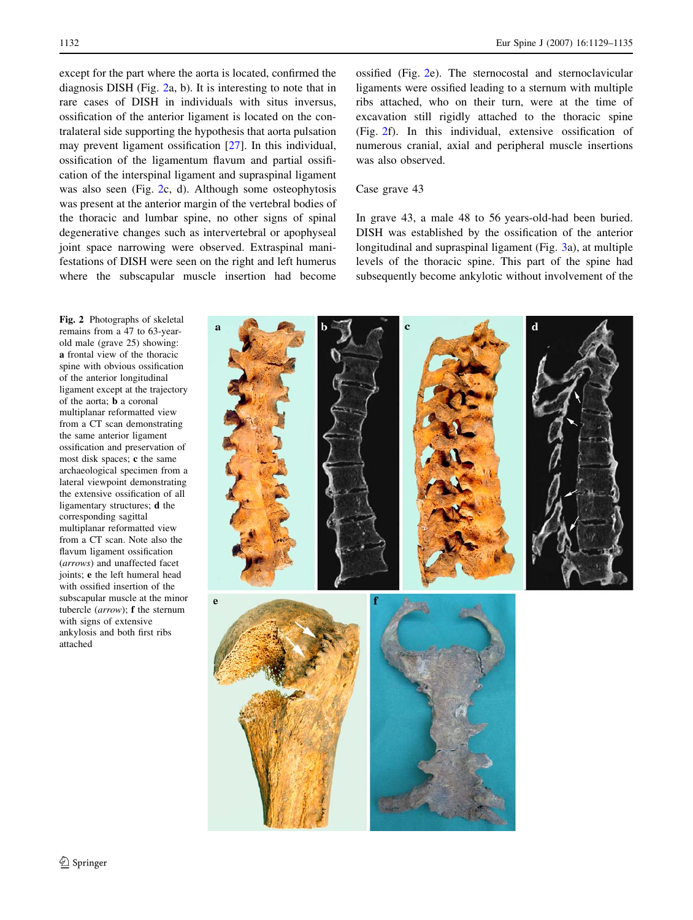except for the part where the aorta is located, confirmed the diagnosis DISH (Fig. 2a, b). It is interesting to note that in rare cases of DISH in individuals with situs inversus, ossification of the anterior ligament is located on the contralateral side supporting the hypothesis that aorta pulsation may prevent ligament ossification [27]. In this individual, ossification of the ligamentum flavum and partial ossification of the interspinal ligament and supraspinal ligament was also seen (Fig. 2c, d). Although some osteophytosis was present at the anterior margin of the vertebral bodies of the thoracic and lumbar spine, no other signs of spinal degenerative changes such as intervertebral or apophyseal joint space narrowing were observed. Extraspinal manifestations of DISH were seen on the right and left humerus where the subscapular muscle insertion had become ossified (Fig. 2e). The sternocostal and sternoclavicular ligaments were ossified leading to a sternum with multiple ribs attached, who on their turn, were at the time of excavation still rigidly attached to the thoracic spine (Fig. 2f). In this individual, extensive ossification of numerous cranial, axial and peripheral muscle insertions was also observed.

Case grave 43

In grave 43, a male 48 to 56 years-old-had been buried. DISH was established by the ossification of the anterior longitudinal and supraspinal ligament (Fig. 3a), at multiple levels of the thoracic spine. This part of the spine had subsequently become ankylotic without involvement of the

**Fig. 2** Photographs of skeletal remains from a 47 to 63-year-old male (grave 25) showing: **a** frontal view of the thoracic spine with obvious ossification of the anterior longitudinal ligament except at the trajectory of the aorta; **b** a coronal multiplanar reformatted view from a CT scan demonstrating the same anterior ligament ossification and preservation of most disk spaces; **c** the same archaeological specimen from a lateral viewpoint demonstrating the extensive ossification of all ligamentary structures; **d** the corresponding sagittal multiplanar reformatted view from a CT scan. Note also the flavum ligament ossification (*arrows*) and unaffected facet joints; **e** the left humeral head with ossified insertion of the subscapular muscle at the minor tubercle (*arrow*); **f** the sternum with signs of extensive ankylosis and both first ribs attached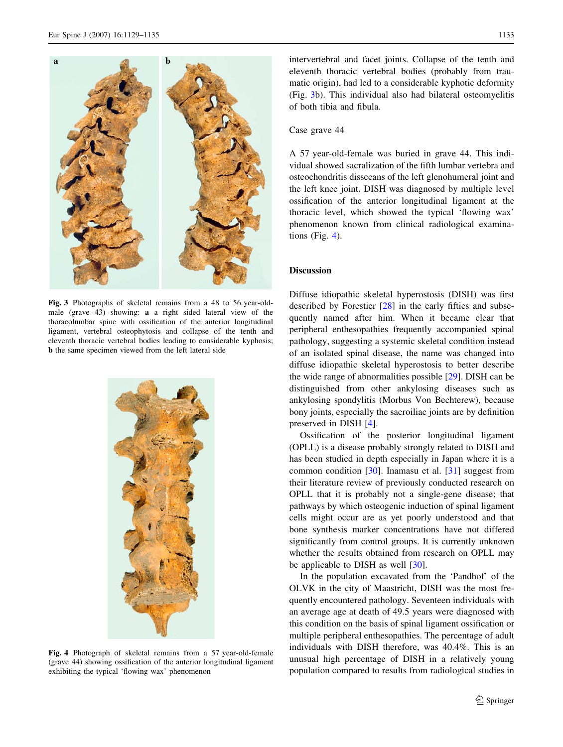Fig. 3 Photographs of skeletal remains from a 48 to 56 year-old-male (grave 43) showing: **a** a right sided lateral view of the thoracolumbar spine with ossification of the anterior longitudinal ligament, vertebral osteophytosis and collapse of the tenth and eleventh thoracic vertebral bodies leading to considerable kyphosis; **b** the same specimen viewed from the left lateral side

Fig. 4 Photograph of skeletal remains from a 57 year-old-female (grave 44) showing ossification of the anterior longitudinal ligament exhibiting the typical 'flowing wax' phenomenon

intervertebral and facet joints. Collapse of the tenth and eleventh thoracic vertebral bodies (probably from traumatic origin), had led to a considerable kyphotic deformity (Fig. 3b). This individual also had bilateral osteomyelitis of both tibia and fibula.

Case grave 44

A 57 year-old-female was buried in grave 44. This individual showed sacralization of the fifth lumbar vertebra and osteochondritis dissecans of the left glenohumeral joint and the left knee joint. DISH was diagnosed by multiple level ossification of the anterior longitudinal ligament at the thoracic level, which showed the typical 'flowing wax' phenomenon known from clinical radiological examinations (Fig. 4).

## Discussion

Diffuse idiopathic skeletal hyperostosis (DISH) was first described by Forestier [28] in the early fifties and subsequently named after him. When it became clear that peripheral enthesopathies frequently accompanied spinal pathology, suggesting a systemic skeletal condition instead of an isolated spinal disease, the name was changed into diffuse idiopathic skeletal hyperostosis to better describe the wide range of abnormalities possible [29]. DISH can be distinguished from other ankylosing diseases such as ankylosing spondylitis (Morbus Von Bechterew), because bony joints, especially the sacroiliac joints are by definition preserved in DISH [4].

Ossification of the posterior longitudinal ligament (OPLL) is a disease probably strongly related to DISH and has been studied in depth especially in Japan where it is a common condition [30]. Inamasu et al. [31] suggest from their literature review of previously conducted research on OPLL that it is probably not a single-gene disease; that pathways by which osteogenic induction of spinal ligament cells might occur are as yet poorly understood and that bone synthesis marker concentrations have not differed significantly from control groups. It is currently unknown whether the results obtained from research on OPLL may be applicable to DISH as well [30].

In the population excavated from the 'Pandhof' of the OLVK in the city of Maastricht, DISH was the most frequently encountered pathology. Seventeen individuals with an average age at death of 49.5 years were diagnosed with this condition on the basis of spinal ligament ossification or multiple peripheral enthesopathies. The percentage of adult individuals with DISH therefore, was 40.4%. This is an unusual high percentage of DISH in a relatively young population compared to results from radiological studies in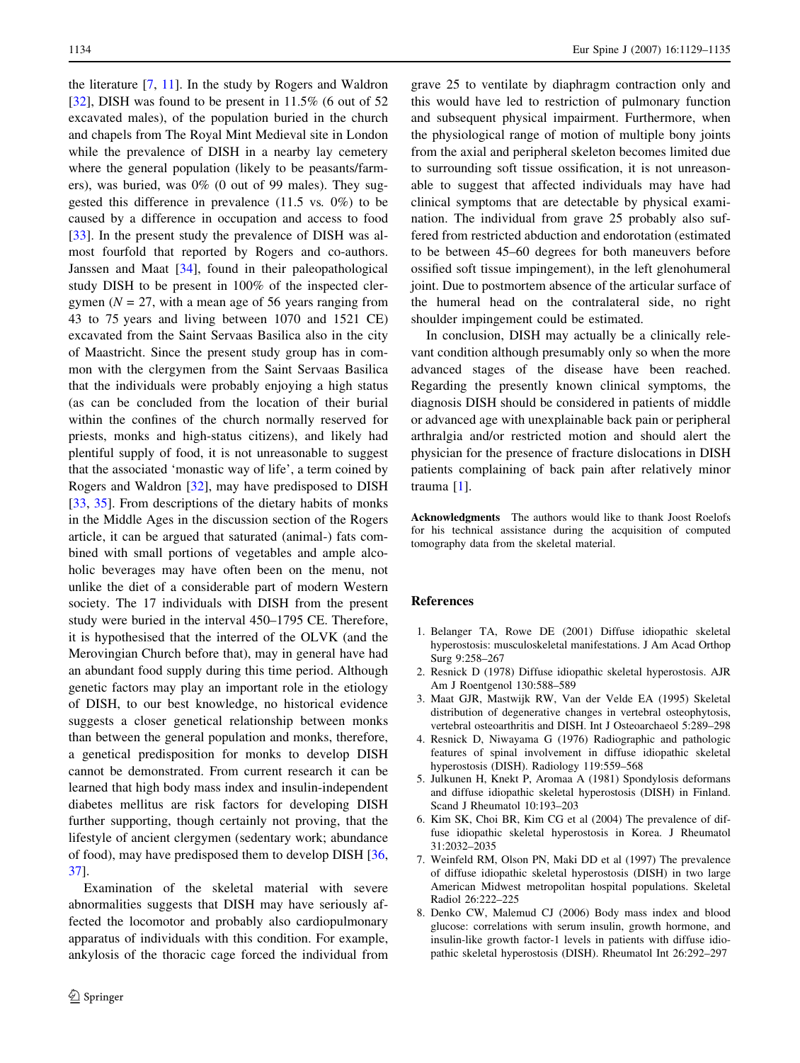the literature [7, 11]. In the study by Rogers and Waldron [32], DISH was found to be present in 11.5% (6 out of 52 excavated males), of the population buried in the church and chapels from The Royal Mint Medieval site in London while the prevalence of DISH in a nearby lay cemetery where the general population (likely to be peasants/farmers), was buried, was 0% (0 out of 99 males). They suggested this difference in prevalence (11.5 vs. 0%) to be caused by a difference in occupation and access to food [33]. In the present study the prevalence of DISH was almost fourfold that reported by Rogers and co-authors. Janssen and Maat [34], found in their paleopathological study DISH to be present in 100% of the inspected clergymen ($N = 27$, with a mean age of 56 years ranging from 43 to 75 years and living between 1070 and 1521 CE) excavated from the Saint Servaas Basilica also in the city of Maastricht. Since the present study group has in common with the clergymen from the Saint Servaas Basilica that the individuals were probably enjoying a high status (as can be concluded from the location of their burial within the confines of the church normally reserved for priests, monks and high-status citizens), and likely had plentiful supply of food, it is not unreasonable to suggest that the associated 'monastic way of life', a term coined by Rogers and Waldron [32], may have predisposed to DISH [33, 35]. From descriptions of the dietary habits of monks in the Middle Ages in the discussion section of the Rogers article, it can be argued that saturated (animal-) fats combined with small portions of vegetables and ample alcoholic beverages may have often been on the menu, not unlike the diet of a considerable part of modern Western society. The 17 individuals with DISH from the present study were buried in the interval 450–1795 CE. Therefore, it is hypothesised that the interred of the OLVK (and the Merovingian Church before that), may in general have had an abundant food supply during this time period. Although genetic factors may play an important role in the etiology of DISH, to our best knowledge, no historical evidence suggests a closer genetical relationship between monks than between the general population and monks, therefore, a genetical predisposition for monks to develop DISH cannot be demonstrated. From current research it can be learned that high body mass index and insulin-independent diabetes mellitus are risk factors for developing DISH further supporting, though certainly not proving, that the lifestyle of ancient clergymen (sedentary work; abundance of food), may have predisposed them to develop DISH [36, 37].

Examination of the skeletal material with severe abnormalities suggests that DISH may have seriously affected the locomotor and probably also cardiopulmonary apparatus of individuals with this condition. For example, ankylosis of the thoracic cage forced the individual from grave 25 to ventilate by diaphragm contraction only and this would have led to restriction of pulmonary function and subsequent physical impairment. Furthermore, when the physiological range of motion of multiple bony joints from the axial and peripheral skeleton becomes limited due to surrounding soft tissue ossification, it is not unreasonable to suggest that affected individuals may have had clinical symptoms that are detectable by physical examination. The individual from grave 25 probably also suffered from restricted abduction and endorotation (estimated to be between 45–60 degrees for both maneuvers before ossified soft tissue impingement), in the left glenohumeral joint. Due to postmortem absence of the articular surface of the humeral head on the contralateral side, no right shoulder impingement could be estimated.

In conclusion, DISH may actually be a clinically relevant condition although presumably only so when the more advanced stages of the disease have been reached. Regarding the presently known clinical symptoms, the diagnosis DISH should be considered in patients of middle or advanced age with unexplainable back pain or peripheral arthralgia and/or restricted motion and should alert the physician for the presence of fracture dislocations in DISH patients complaining of back pain after relatively minor trauma [1].

**Acknowledgments** The authors would like to thank Joost Roelofs for his technical assistance during the acquisition of computed tomography data from the skeletal material.

## References

1. Belanger TA, Rowe DE (2001) Diffuse idiopathic skeletal hyperostosis: musculoskeletal manifestations. J Am Acad Orthop Surg 9:258–267
2. Resnick D (1978) Diffuse idiopathic skeletal hyperostosis. AJR Am J Roentgenol 130:588–589
3. Maat GJR, Mastwijk RW, Van der Velde EA (1995) Skeletal distribution of degenerative changes in vertebral osteophytosis, vertebral osteoarthritis and DISH. Int J Osteoarchaeol 5:289–298
4. Resnick D, Niwayama G (1976) Radiographic and pathologic features of spinal involvement in diffuse idiopathic skeletal hyperostosis (DISH). Radiology 119:559–568
5. Julkunen H, Knekt P, Aromaa A (1981) Spondylosis deformans and diffuse idiopathic skeletal hyperostosis (DISH) in Finland. Scand J Rheumatol 10:193–203
6. Kim SK, Choi BR, Kim CG et al (2004) The prevalence of diffuse idiopathic skeletal hyperostosis in Korea. J Rheumatol 31:2032–2035
7. Weinfeld RM, Olson PN, Maki DD et al (1997) The prevalence of diffuse idiopathic skeletal hyperostosis (DISH) in two large American Midwest metropolitan hospital populations. Skeletal Radiol 26:222–225
8. Denko CW, Malemud CJ (2006) Body mass index and blood glucose: correlations with serum insulin, growth hormone, and insulin-like growth factor-1 levels in patients with diffuse idiopathic skeletal hyperostosis (DISH). Rheumatol Int 26:292–297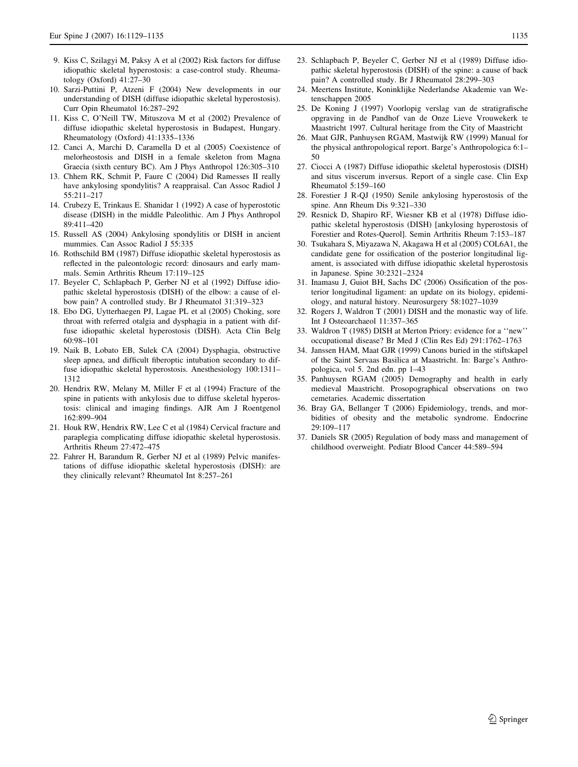9. Kiss C, Szilagyi M, Paksy A et al (2002) Risk factors for diffuse idiopathic skeletal hyperostosis: a case-control study. Rheumatology (Oxford) 41:27–30
10. Sarzi-Puttini P, Atzeni F (2004) New developments in our understanding of DISH (diffuse idiopathic skeletal hyperostosis). Curr Opin Rheumatol 16:287–292
11. Kiss C, O'Neill TW, Mituszova M et al (2002) Prevalence of diffuse idiopathic skeletal hyperostosis in Budapest, Hungary. Rheumatology (Oxford) 41:1335–1336
12. Canci A, Marchi D, Caramella D et al (2005) Coexistence of melorheostosis and DISH in a female skeleton from Magna Graecia (sixth century BC). Am J Phys Anthropol 126:305–310
13. Chhem RK, Schmit P, Faure C (2004) Did Ramesses II really have ankylosing spondylitis? A reappraisal. Can Assoc Radiol J 55:211–217
14. Crubezy E, Trinkaus E. Shanidar 1 (1992) A case of hyperostotic disease (DISH) in the middle Paleolithic. Am J Phys Anthropol 89:411–420
15. Russell AS (2004) Ankylosing spondylitis or DISH in ancient mummies. Can Assoc Radiol J 55:335
16. Rothschild BM (1987) Diffuse idiopathic skeletal hyperostosis as reflected in the paleontologic record: dinosaurs and early mammals. Semin Arthritis Rheum 17:119–125
17. Beyeler C, Schlapbach P, Gerber NJ et al (1992) Diffuse idiopathic skeletal hyperostosis (DISH) of the elbow: a cause of elbow pain? A controlled study. Br J Rheumatol 31:319–323
18. Ebo DG, Uytterhaegen PJ, Lagae PL et al (2005) Choking, sore throat with referred otalgia and dysphagia in a patient with diffuse idiopathic skeletal hyperostosis (DISH). Acta Clin Belg 60:98–101
19. Naik B, Lobato EB, Sulek CA (2004) Dysphagia, obstructive sleep apnea, and difficult fiberoptic intubation secondary to diffuse idiopathic skeletal hyperostosis. Anesthesiology 100:1311–1312
20. Hendrix RW, Melany M, Miller F et al (1994) Fracture of the spine in patients with ankylosis due to diffuse skeletal hyperostosis: clinical and imaging findings. AJR Am J Roentgenol 162:899–904
21. Houk RW, Hendrix RW, Lee C et al (1984) Cervical fracture and paraplegia complicating diffuse idiopathic skeletal hyperostosis. Arthritis Rheum 27:472–475
22. Fahrer H, Barandum R, Gerber NJ et al (1989) Pelvic manifestations of diffuse idiopathic skeletal hyperostosis (DISH): are they clinically relevant? Rheumatol Int 8:257–261
23. Schlapbach P, Beyeler C, Gerber NJ et al (1989) Diffuse idiopathic skeletal hyperostosis (DISH) of the spine: a cause of back pain? A controlled study. Br J Rheumatol 28:299–303
24. Meertens Institute, Koninklijke Nederlandse Akademie van Wetenschappen 2005
25. De Koning J (1997) Voorlopig verslag van de stratigrafische opgraving in de Pandhof van de Onze Lieve Vrouwekerk te Maastricht 1997. Cultural heritage from the City of Maastricht
26. Maat GJR, Panhuysen RGAM, Mastwijk RW (1999) Manual for the physical anthropological report. Barge's Anthropologica 6:1–50
27. Ciocci A (1987) Diffuse idiopathic skeletal hyperostosis (DISH) and situs viscerum inversus. Report of a single case. Clin Exp Rheumatol 5:159–160
28. Forestier J R-QJ (1950) Senile ankylosing hyperostosis of the spine. Ann Rheum Dis 9:321–330
29. Resnick D, Shapiro RF, Wiesner KB et al (1978) Diffuse idiopathic skeletal hyperostosis (DISH) [ankylosing hyperostosis of Forestier and Rotes-Querol]. Semin Arthritis Rheum 7:153–187
30. Tsukahara S, Miyazawa N, Akagawa H et al (2005) COL6A1, the candidate gene for ossification of the posterior longitudinal ligament, is associated with diffuse idiopathic skeletal hyperostosis in Japanese. Spine 30:2321–2324
31. Inamasu J, Guiot BH, Sachs DC (2006) Ossification of the posterior longitudinal ligament: an update on its biology, epidemiology, and natural history. Neurosurgery 58:1027–1039
32. Rogers J, Waldron T (2001) DISH and the monastic way of life. Int J Osteoarchaeol 11:357–365
33. Waldron T (1985) DISH at Merton Priory: evidence for a ''new'' occupational disease? Br Med J (Clin Res Ed) 291:1762–1763
34. Janssen HAM, Maat GJR (1999) Canons buried in the stiftskapel of the Saint Servaas Basilica at Maastricht. In: Barge's Anthropologica, vol 5. 2nd edn. pp 1–43
35. Panhuysen RGAM (2005) Demography and health in early medieval Maastricht. Prosopographical observations on two cemetaries. Academic dissertation
36. Bray GA, Bellanger T (2006) Epidemiology, trends, and morbidities of obesity and the metabolic syndrome. Endocrine 29:109–117
37. Daniels SR (2005) Regulation of body mass and management of childhood overweight. Pediatr Blood Cancer 44:589–594